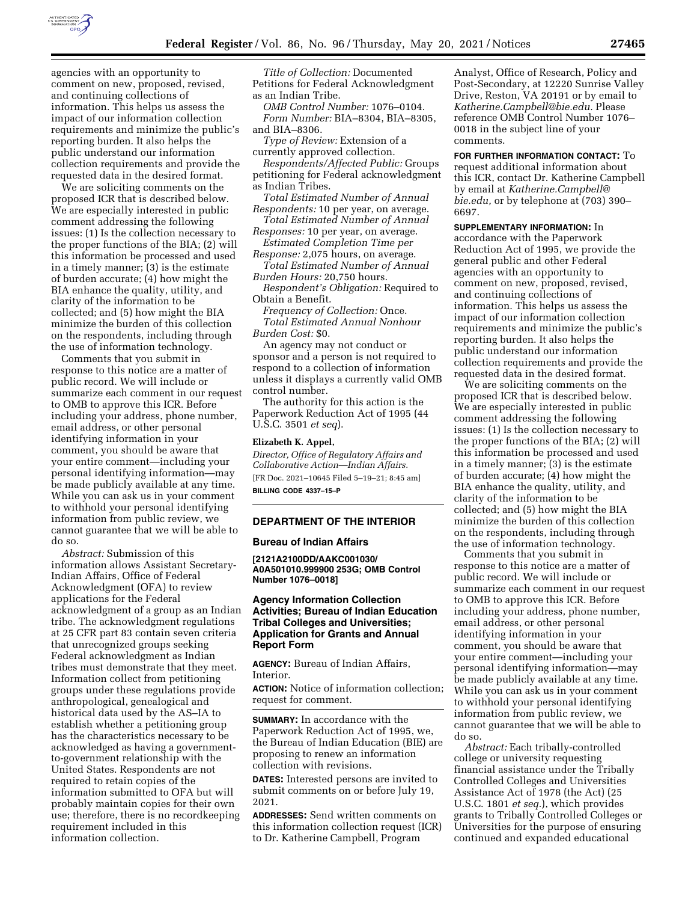agencies with an opportunity to comment on new, proposed, revised, and continuing collections of information. This helps us assess the impact of our information collection requirements and minimize the public's reporting burden. It also helps the public understand our information collection requirements and provide the requested data in the desired format.

We are soliciting comments on the proposed ICR that is described below. We are especially interested in public comment addressing the following issues: (1) Is the collection necessary to the proper functions of the BIA; (2) will this information be processed and used in a timely manner; (3) is the estimate of burden accurate; (4) how might the BIA enhance the quality, utility, and clarity of the information to be collected; and (5) how might the BIA minimize the burden of this collection on the respondents, including through the use of information technology.

Comments that you submit in response to this notice are a matter of public record. We will include or summarize each comment in our request to OMB to approve this ICR. Before including your address, phone number, email address, or other personal identifying information in your comment, you should be aware that your entire comment—including your personal identifying information—may be made publicly available at any time. While you can ask us in your comment to withhold your personal identifying information from public review, we cannot guarantee that we will be able to do so.

*Abstract:* Submission of this information allows Assistant Secretary-Indian Affairs, Office of Federal Acknowledgment (OFA) to review applications for the Federal acknowledgment of a group as an Indian tribe. The acknowledgment regulations at 25 CFR part 83 contain seven criteria that unrecognized groups seeking Federal acknowledgment as Indian tribes must demonstrate that they meet. Information collect from petitioning groups under these regulations provide anthropological, genealogical and historical data used by the AS–IA to establish whether a petitioning group has the characteristics necessary to be acknowledged as having a government-to-government relationship with the United States. Respondents are not required to retain copies of the information submitted to OFA but will probably maintain copies for their own use; therefore, there is no recordkeeping requirement included in this information collection.

*Title of Collection:* Documented Petitions for Federal Acknowledgment as an Indian Tribe.

*OMB Control Number:* 1076–0104.

*Form Number:* BIA–8304, BIA–8305, and BIA–8306.

*Type of Review:* Extension of a currently approved collection.

*Respondents/Affected Public:* Groups petitioning for Federal acknowledgment as Indian Tribes.

*Total Estimated Number of Annual Respondents:* 10 per year, on average.

*Total Estimated Number of Annual Responses:* 10 per year, on average.

*Estimated Completion Time per Response:* 2,075 hours, on average.

*Total Estimated Number of Annual Burden Hours:* 20,750 hours.

*Respondent's Obligation:* Required to Obtain a Benefit.

*Frequency of Collection:* Once.

*Total Estimated Annual Nonhour Burden Cost:* $0.

An agency may not conduct or sponsor and a person is not required to respond to a collection of information unless it displays a currently valid OMB control number.

The authority for this action is the Paperwork Reduction Act of 1995 (44 U.S.C. 3501 *et seq*).

**Elizabeth K. Appel,**

*Director, Office of Regulatory Affairs and Collaborative Action—Indian Affairs.*

[FR Doc. 2021–10645 Filed 5–19–21; 8:45 am]

**BILLING CODE 4337–15–P**

## DEPARTMENT OF THE INTERIOR

### Bureau of Indian Affairs

**[2121A2100DD/AAKC001030/ A0A501010.999900 253G; OMB Control Number 1076–0018]**

### Agency Information Collection Activities; Bureau of Indian Education Tribal Colleges and Universities; Application for Grants and Annual Report Form

**AGENCY:** Bureau of Indian Affairs, Interior.

**ACTION:** Notice of information collection; request for comment.

**SUMMARY:** In accordance with the Paperwork Reduction Act of 1995, we, the Bureau of Indian Education (BIE) are proposing to renew an information collection with revisions.

**DATES:** Interested persons are invited to submit comments on or before July 19, 2021.

**ADDRESSES:** Send written comments on this information collection request (ICR) to Dr. Katherine Campbell, Program Analyst, Office of Research, Policy and Post-Secondary, at 12220 Sunrise Valley Drive, Reston, VA 20191 or by email to *Katherine.Campbell@bie.edu*. Please reference OMB Control Number 1076–0018 in the subject line of your comments.

**FOR FURTHER INFORMATION CONTACT:** To request additional information about this ICR, contact Dr. Katherine Campbell by email at *Katherine.Campbell@bie.edu,* or by telephone at (703) 390–6697.

**SUPPLEMENTARY INFORMATION:** In accordance with the Paperwork Reduction Act of 1995, we provide the general public and other Federal agencies with an opportunity to comment on new, proposed, revised, and continuing collections of information. This helps us assess the impact of our information collection requirements and minimize the public's reporting burden. It also helps the public understand our information collection requirements and provide the requested data in the desired format.

We are soliciting comments on the proposed ICR that is described below. We are especially interested in public comment addressing the following issues: (1) Is the collection necessary to the proper functions of the BIA; (2) will this information be processed and used in a timely manner; (3) is the estimate of burden accurate; (4) how might the BIA enhance the quality, utility, and clarity of the information to be collected; and (5) how might the BIA minimize the burden of this collection on the respondents, including through the use of information technology.

Comments that you submit in response to this notice are a matter of public record. We will include or summarize each comment in our request to OMB to approve this ICR. Before including your address, phone number, email address, or other personal identifying information in your comment, you should be aware that your entire comment—including your personal identifying information—may be made publicly available at any time. While you can ask us in your comment to withhold your personal identifying information from public review, we cannot guarantee that we will be able to do so.

*Abstract:* Each tribally-controlled college or university requesting financial assistance under the Tribally Controlled Colleges and Universities Assistance Act of 1978 (the Act) (25 U.S.C. 1801 *et seq.*), which provides grants to Tribally Controlled Colleges or Universities for the purpose of ensuring continued and expanded educational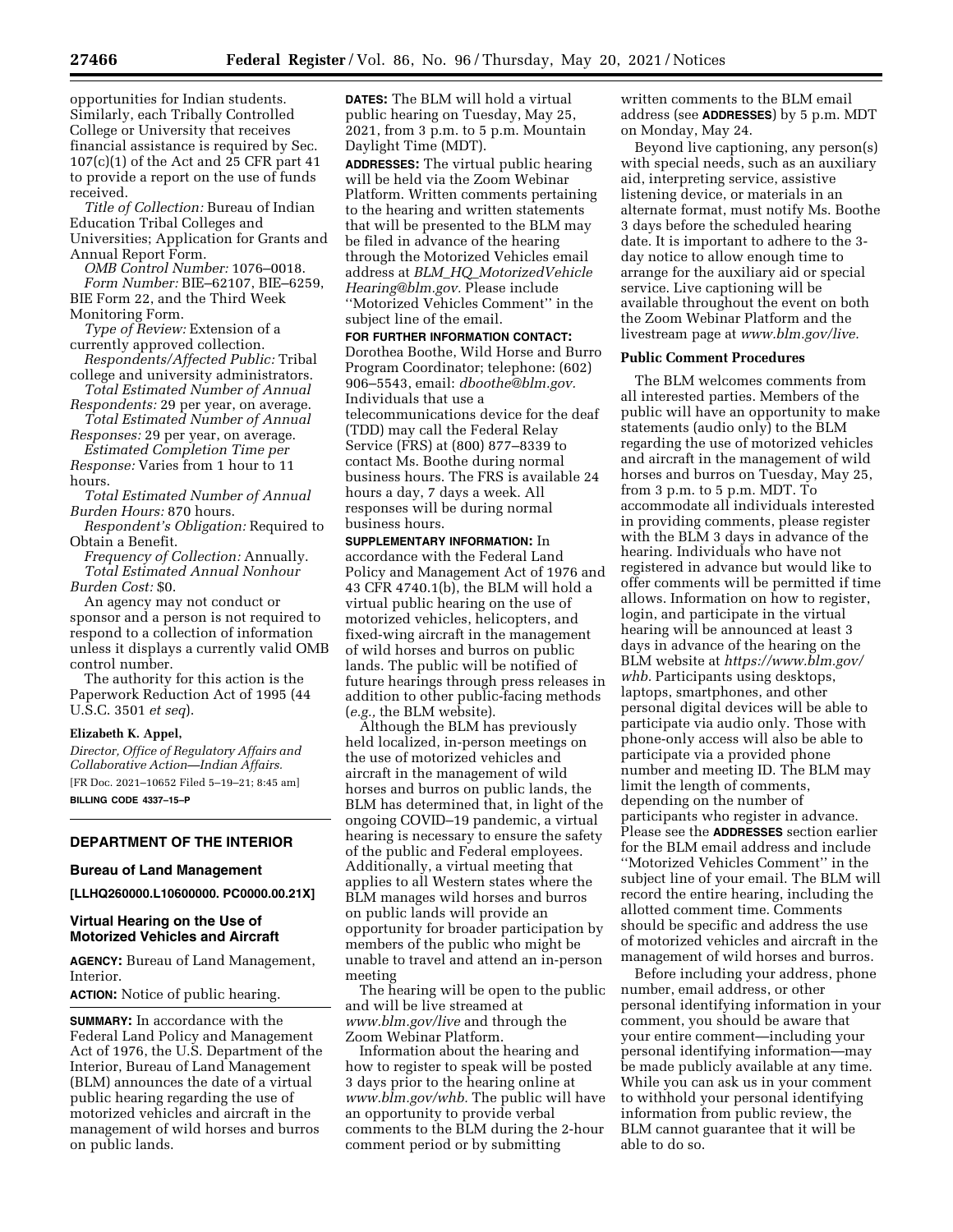opportunities for Indian students. Similarly, each Tribally Controlled College or University that receives financial assistance is required by Sec. 107(c)(1) of the Act and 25 CFR part 41 to provide a report on the use of funds received.

*Title of Collection:* Bureau of Indian Education Tribal Colleges and Universities; Application for Grants and Annual Report Form.

*OMB Control Number:* 1076–0018.

*Form Number:* BIE–62107, BIE–6259, BIE Form 22, and the Third Week Monitoring Form.

*Type of Review:* Extension of a currently approved collection.

*Respondents/Affected Public:* Tribal college and university administrators.

*Total Estimated Number of Annual Respondents:* 29 per year, on average.

*Total Estimated Number of Annual Responses:* 29 per year, on average.

*Estimated Completion Time per Response:* Varies from 1 hour to 11 hours.

*Total Estimated Number of Annual Burden Hours:* 870 hours.

*Respondent's Obligation:* Required to Obtain a Benefit.

*Frequency of Collection:* Annually.

*Total Estimated Annual Nonhour Burden Cost:* $0.

An agency may not conduct or sponsor and a person is not required to respond to a collection of information unless it displays a currently valid OMB control number.

The authority for this action is the Paperwork Reduction Act of 1995 (44 U.S.C. 3501 *et seq*).

**Elizabeth K. Appel,**

*Director, Office of Regulatory Affairs and Collaborative Action—Indian Affairs.*

[FR Doc. 2021–10652 Filed 5–19–21; 8:45 am]

**BILLING CODE 4337–15–P**

## DEPARTMENT OF THE INTERIOR

### Bureau of Land Management

**[LLHQ260000.L10600000. PC0000.00.21X]**

### Virtual Hearing on the Use of Motorized Vehicles and Aircraft

**AGENCY:** Bureau of Land Management, Interior.

**ACTION:** Notice of public hearing.

**SUMMARY:** In accordance with the Federal Land Policy and Management Act of 1976, the U.S. Department of the Interior, Bureau of Land Management (BLM) announces the date of a virtual public hearing regarding the use of motorized vehicles and aircraft in the management of wild horses and burros on public lands.

**DATES:** The BLM will hold a virtual public hearing on Tuesday, May 25, 2021, from 3 p.m. to 5 p.m. Mountain Daylight Time (MDT).

**ADDRESSES:** The virtual public hearing will be held via the Zoom Webinar Platform. Written comments pertaining to the hearing and written statements that will be presented to the BLM may be filed in advance of the hearing through the Motorized Vehicles email address at *BLM_HQ_MotorizedVehicleHearing@blm.gov.* Please include ''Motorized Vehicles Comment'' in the subject line of the email.

**FOR FURTHER INFORMATION CONTACT:** Dorothea Boothe, Wild Horse and Burro Program Coordinator; telephone: (602) 906–5543, email: *dboothe@blm.gov.* Individuals that use a telecommunications device for the deaf (TDD) may call the Federal Relay Service (FRS) at (800) 877–8339 to contact Ms. Boothe during normal business hours. The FRS is available 24 hours a day, 7 days a week. All responses will be during normal business hours.

**SUPPLEMENTARY INFORMATION:** In accordance with the Federal Land Policy and Management Act of 1976 and 43 CFR 4740.1(b), the BLM will hold a virtual public hearing on the use of motorized vehicles, helicopters, and fixed-wing aircraft in the management of wild horses and burros on public lands. The public will be notified of future hearings through press releases in addition to other public-facing methods (*e.g.,* the BLM website).

Although the BLM has previously held localized, in-person meetings on the use of motorized vehicles and aircraft in the management of wild horses and burros on public lands, the BLM has determined that, in light of the ongoing COVID–19 pandemic, a virtual hearing is necessary to ensure the safety of the public and Federal employees. Additionally, a virtual meeting that applies to all Western states where the BLM manages wild horses and burros on public lands will provide an opportunity for broader participation by members of the public who might be unable to travel and attend an in-person meeting

The hearing will be open to the public and will be live streamed at *www.blm.gov/live* and through the Zoom Webinar Platform.

Information about the hearing and how to register to speak will be posted 3 days prior to the hearing online at *www.blm.gov/whb.* The public will have an opportunity to provide verbal comments to the BLM during the 2-hour comment period or by submitting written comments to the BLM email address (see **ADDRESSES**) by 5 p.m. MDT on Monday, May 24.

Beyond live captioning, any person(s) with special needs, such as an auxiliary aid, interpreting service, assistive listening device, or materials in an alternate format, must notify Ms. Boothe 3 days before the scheduled hearing date. It is important to adhere to the 3-day notice to allow enough time to arrange for the auxiliary aid or special service. Live captioning will be available throughout the event on both the Zoom Webinar Platform and the livestream page at *www.blm.gov/live.*

#### Public Comment Procedures

The BLM welcomes comments from all interested parties. Members of the public will have an opportunity to make statements (audio only) to the BLM regarding the use of motorized vehicles and aircraft in the management of wild horses and burros on Tuesday, May 25, from 3 p.m. to 5 p.m. MDT. To accommodate all individuals interested in providing comments, please register with the BLM 3 days in advance of the hearing. Individuals who have not registered in advance but would like to offer comments will be permitted if time allows. Information on how to register, login, and participate in the virtual hearing will be announced at least 3 days in advance of the hearing on the BLM website at *https://www.blm.gov/whb.* Participants using desktops, laptops, smartphones, and other personal digital devices will be able to participate via audio only. Those with phone-only access will also be able to participate via a provided phone number and meeting ID. The BLM may limit the length of comments, depending on the number of participants who register in advance. Please see the **ADDRESSES** section earlier for the BLM email address and include ''Motorized Vehicles Comment'' in the subject line of your email. The BLM will record the entire hearing, including the allotted comment time. Comments should be specific and address the use of motorized vehicles and aircraft in the management of wild horses and burros.

Before including your address, phone number, email address, or other personal identifying information in your comment, you should be aware that your entire comment—including your personal identifying information—may be made publicly available at any time. While you can ask us in your comment to withhold your personal identifying information from public review, the BLM cannot guarantee that it will be able to do so.